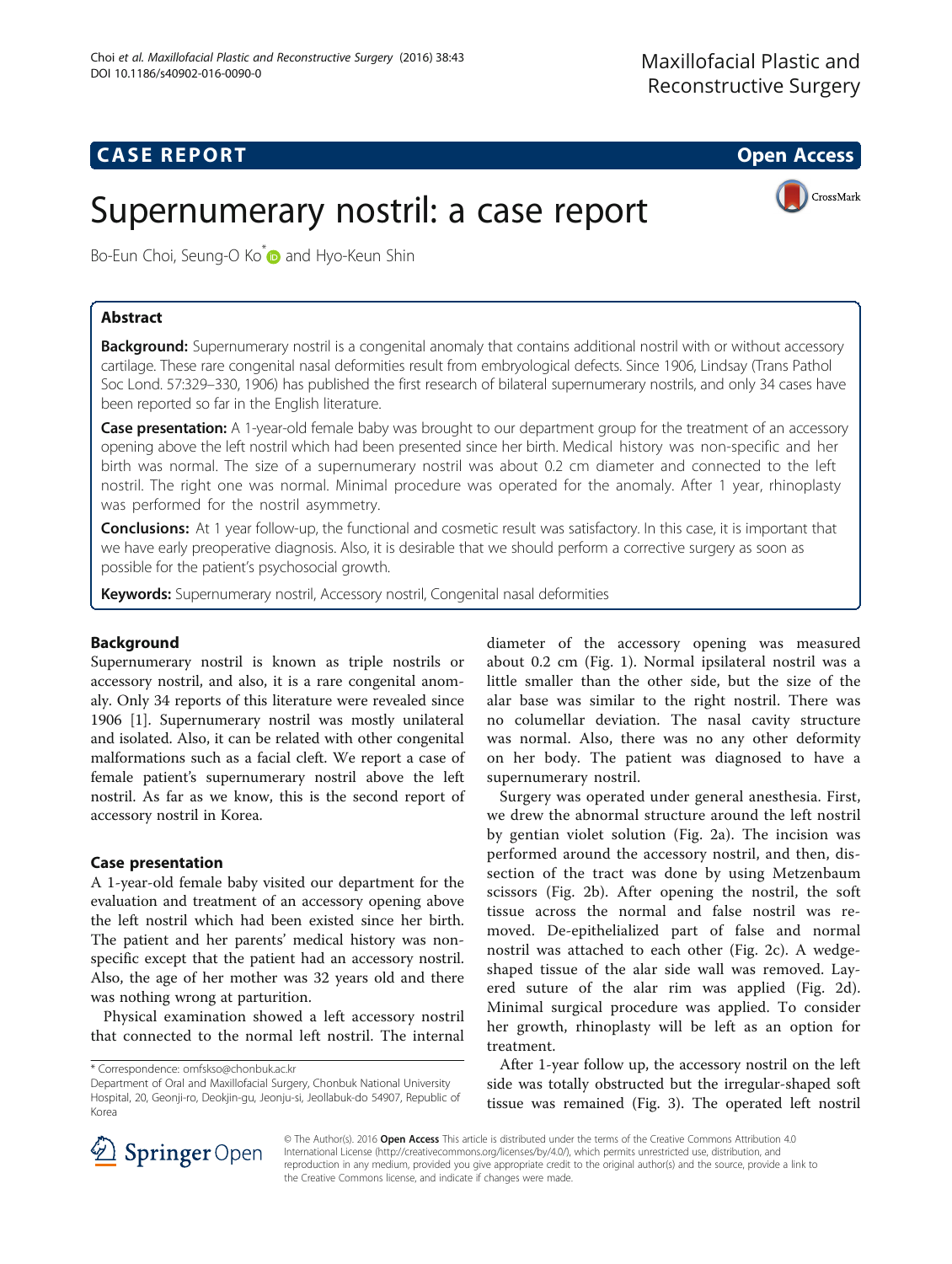CASE REPORT

Open Access

# Supernumerary nostril: a case report

Bo-Eun Choi, Seung-O Ko* and Hyo-Keun Shin

## Abstract

**Background:** Supernumerary nostril is a congenital anomaly that contains additional nostril with or without accessory cartilage. These rare congenital nasal deformities result from embryological defects. Since 1906, Lindsay (Trans Pathol Soc Lond. 57:329–330, 1906) has published the first research of bilateral supernumerary nostrils, and only 34 cases have been reported so far in the English literature.

**Case presentation:** A 1-year-old female baby was brought to our department group for the treatment of an accessory opening above the left nostril which had been presented since her birth. Medical history was non-specific and her birth was normal. The size of a supernumerary nostril was about 0.2 cm diameter and connected to the left nostril. The right one was normal. Minimal procedure was operated for the anomaly. After 1 year, rhinoplasty was performed for the nostril asymmetry.

**Conclusions:** At 1 year follow-up, the functional and cosmetic result was satisfactory. In this case, it is important that we have early preoperative diagnosis. Also, it is desirable that we should perform a corrective surgery as soon as possible for the patient's psychosocial growth.

**Keywords:** Supernumerary nostril, Accessory nostril, Congenital nasal deformities

## Background

Supernumerary nostril is known as triple nostrils or accessory nostril, and also, it is a rare congenital anomaly. Only 34 reports of this literature were revealed since 1906 [1]. Supernumerary nostril was mostly unilateral and isolated. Also, it can be related with other congenital malformations such as a facial cleft. We report a case of female patient's supernumerary nostril above the left nostril. As far as we know, this is the second report of accessory nostril in Korea.

## Case presentation

A 1-year-old female baby visited our department for the evaluation and treatment of an accessory opening above the left nostril which had been existed since her birth. The patient and her parents' medical history was non-specific except that the patient had an accessory nostril. Also, the age of her mother was 32 years old and there was nothing wrong at parturition.

Physical examination showed a left accessory nostril that connected to the normal left nostril. The internal diameter of the accessory opening was measured about 0.2 cm (Fig. 1). Normal ipsilateral nostril was a little smaller than the other side, but the size of the alar base was similar to the right nostril. There was no columellar deviation. The nasal cavity structure was normal. Also, there was no any other deformity on her body. The patient was diagnosed to have a supernumerary nostril.

Surgery was operated under general anesthesia. First, we drew the abnormal structure around the left nostril by gentian violet solution (Fig. 2a). The incision was performed around the accessory nostril, and then, dissection of the tract was done by using Metzenbaum scissors (Fig. 2b). After opening the nostril, the soft tissue across the normal and false nostril was removed. De-epithelialized part of false and normal nostril was attached to each other (Fig. 2c). A wedge-shaped tissue of the alar side wall was removed. Layered suture of the alar rim was applied (Fig. 2d). Minimal surgical procedure was applied. To consider her growth, rhinoplasty will be left as an option for treatment.

After 1-year follow up, the accessory nostril on the left side was totally obstructed but the irregular-shaped soft tissue was remained (Fig. 3). The operated left nostril

\* Correspondence: omfskso@chonbuk.ac.kr
Department of Oral and Maxillofacial Surgery, Chonbuk National University Hospital, 20, Geonji-ro, Deokjin-gu, Jeonju-si, Jeollabuk-do 54907, Republic of Korea

© The Author(s). 2016 **Open Access** This article is distributed under the terms of the Creative Commons Attribution 4.0 International License (http://creativecommons.org/licenses/by/4.0/), which permits unrestricted use, distribution, and reproduction in any medium, provided you give appropriate credit to the original author(s) and the source, provide a link to the Creative Commons license, and indicate if changes were made.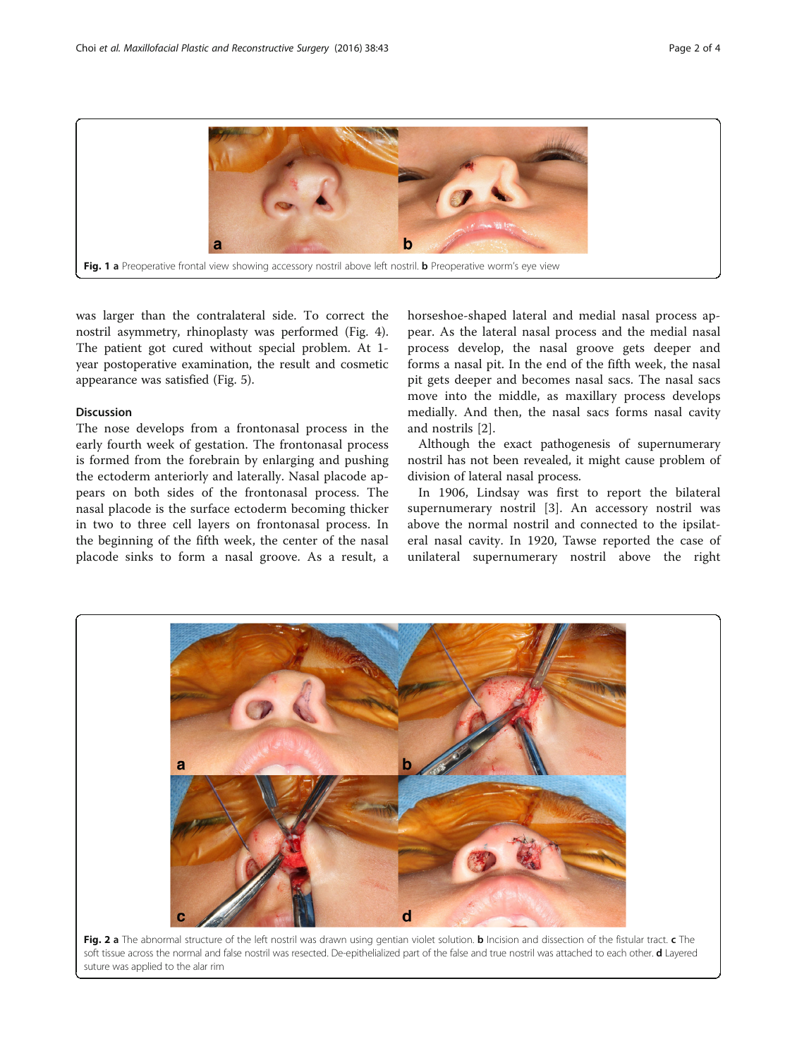**Fig. 1** **a** Preoperative frontal view showing accessory nostril above left nostril. **b** Preoperative worm's eye view

was larger than the contralateral side. To correct the nostril asymmetry, rhinoplasty was performed (Fig. 4). The patient got cured without special problem. At 1-year postoperative examination, the result and cosmetic appearance was satisfied (Fig. 5).

## Discussion

The nose develops from a frontonasal process in the early fourth week of gestation. The frontonasal process is formed from the forebrain by enlarging and pushing the ectoderm anteriorly and laterally. Nasal placode appears on both sides of the frontonasal process. The nasal placode is the surface ectoderm becoming thicker in two to three cell layers on frontonasal process. In the beginning of the fifth week, the center of the nasal placode sinks to form a nasal groove. As a result, a horseshoe-shaped lateral and medial nasal process appear. As the lateral nasal process and the medial nasal process develop, the nasal groove gets deeper and forms a nasal pit. In the end of the fifth week, the nasal pit gets deeper and becomes nasal sacs. The nasal sacs move into the middle, as maxillary process develops medially. And then, the nasal sacs forms nasal cavity and nostrils [2].

Although the exact pathogenesis of supernumerary nostril has not been revealed, it might cause problem of division of lateral nasal process.

In 1906, Lindsay was first to report the bilateral supernumerary nostril [3]. An accessory nostril was above the normal nostril and connected to the ipsilateral nasal cavity. In 1920, Tawse reported the case of unilateral supernumerary nostril above the right

**Fig. 2** **a** The abnormal structure of the left nostril was drawn using gentian violet solution. **b** Incision and dissection of the fistular tract. **c** The soft tissue across the normal and false nostril was resected. De-epithelialized part of the false and true nostril was attached to each other. **d** Layered suture was applied to the alar rim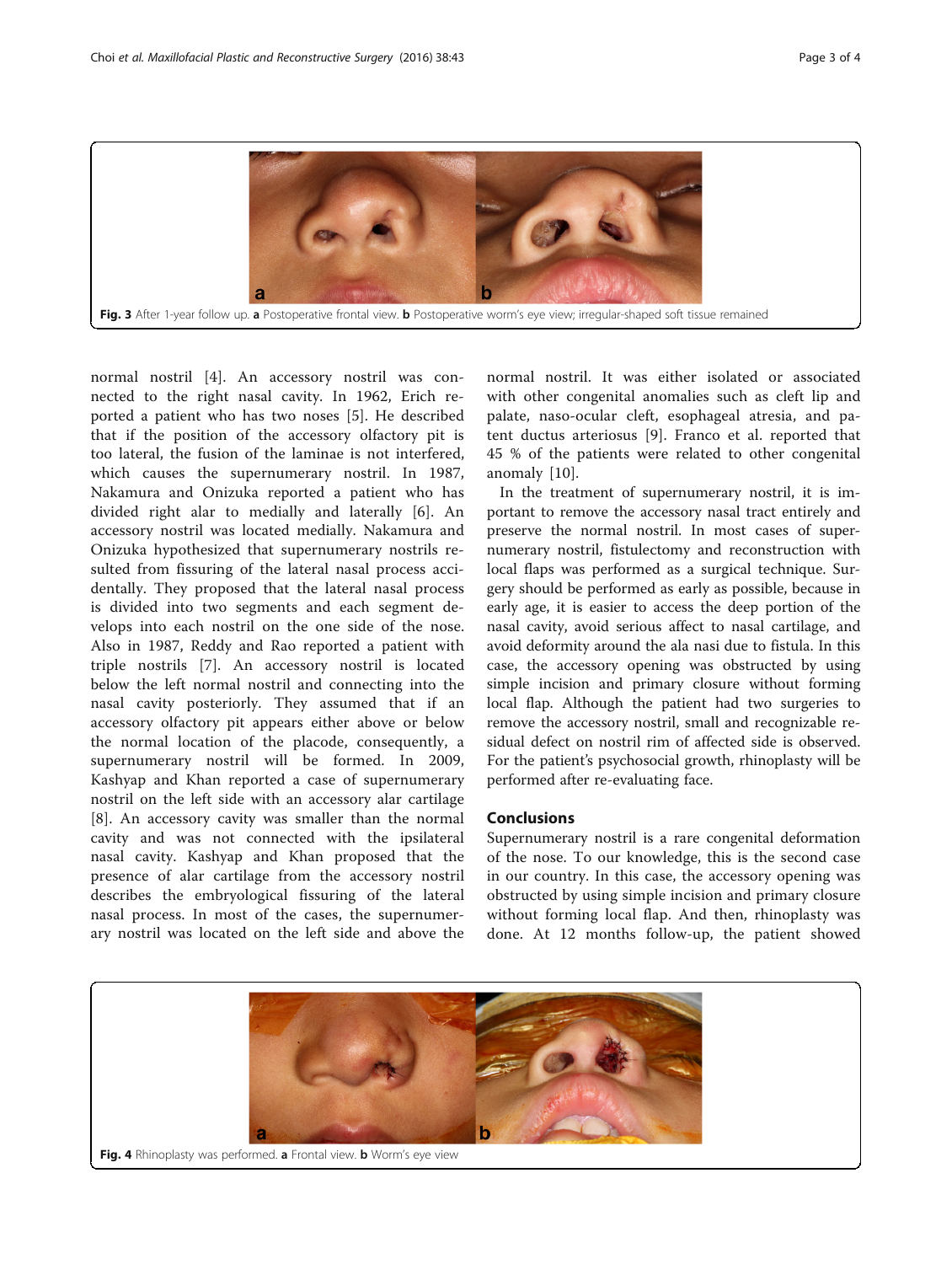Fig. 3 After 1-year follow up. **a** Postoperative frontal view. **b** Postoperative worm's eye view; irregular-shaped soft tissue remained

normal nostril [4]. An accessory nostril was connected to the right nasal cavity. In 1962, Erich reported a patient who has two noses [5]. He described that if the position of the accessory olfactory pit is too lateral, the fusion of the laminae is not interfered, which causes the supernumerary nostril. In 1987, Nakamura and Onizuka reported a patient who has divided right alar to medially and laterally [6]. An accessory nostril was located medially. Nakamura and Onizuka hypothesized that supernumerary nostrils resulted from fissuring of the lateral nasal process accidentally. They proposed that the lateral nasal process is divided into two segments and each segment develops into each nostril on the one side of the nose. Also in 1987, Reddy and Rao reported a patient with triple nostrils [7]. An accessory nostril is located below the left normal nostril and connecting into the nasal cavity posteriorly. They assumed that if an accessory olfactory pit appears either above or below the normal location of the placode, consequently, a supernumerary nostril will be formed. In 2009, Kashyap and Khan reported a case of supernumerary nostril on the left side with an accessory alar cartilage [8]. An accessory cavity was smaller than the normal cavity and was not connected with the ipsilateral nasal cavity. Kashyap and Khan proposed that the presence of alar cartilage from the accessory nostril describes the embryological fissuring of the lateral nasal process. In most of the cases, the supernumerary nostril was located on the left side and above the normal nostril. It was either isolated or associated with other congenital anomalies such as cleft lip and palate, naso-ocular cleft, esophageal atresia, and patent ductus arteriosus [9]. Franco et al. reported that 45 % of the patients were related to other congenital anomaly [10].

In the treatment of supernumerary nostril, it is important to remove the accessory nasal tract entirely and preserve the normal nostril. In most cases of supernumerary nostril, fistulectomy and reconstruction with local flaps was performed as a surgical technique. Surgery should be performed as early as possible, because in early age, it is easier to access the deep portion of the nasal cavity, avoid serious affect to nasal cartilage, and avoid deformity around the ala nasi due to fistula. In this case, the accessory opening was obstructed by using simple incision and primary closure without forming local flap. Although the patient had two surgeries to remove the accessory nostril, small and recognizable residual defect on nostril rim of affected side is observed. For the patient's psychosocial growth, rhinoplasty will be performed after re-evaluating face.

## Conclusions

Supernumerary nostril is a rare congenital deformation of the nose. To our knowledge, this is the second case in our country. In this case, the accessory opening was obstructed by using simple incision and primary closure without forming local flap. And then, rhinoplasty was done. At 12 months follow-up, the patient showed

Fig. 4 Rhinoplasty was performed. **a** Frontal view. **b** Worm's eye view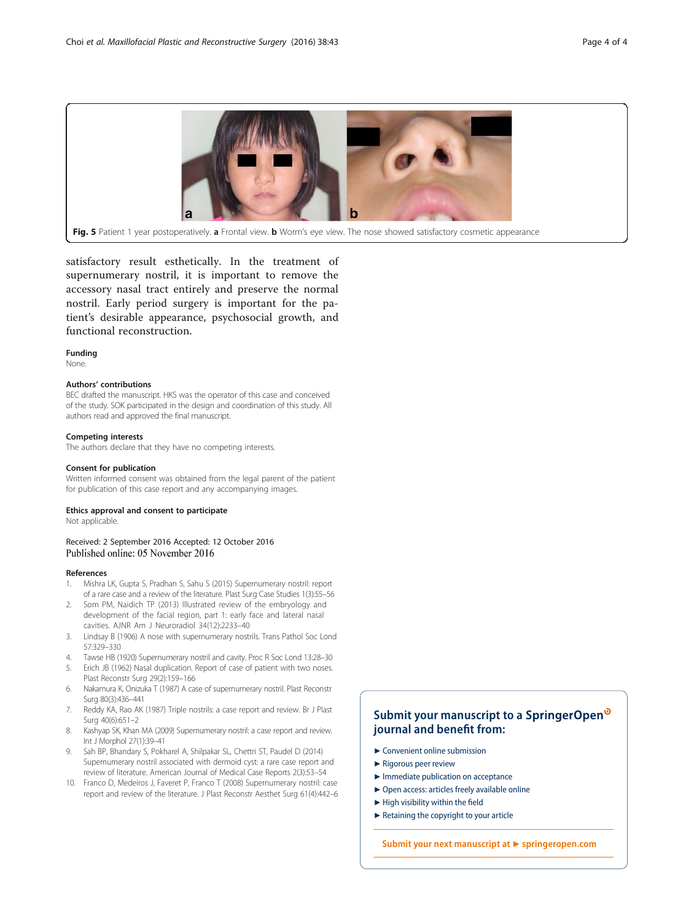Fig. 5 Patient 1 year postoperatively. **a** Frontal view. **b** Worm's eye view. The nose showed satisfactory cosmetic appearance

satisfactory result esthetically. In the treatment of supernumerary nostril, it is important to remove the accessory nasal tract entirely and preserve the normal nostril. Early period surgery is important for the patient's desirable appearance, psychosocial growth, and functional reconstruction.

#### Funding
None.

#### Authors' contributions
BEC drafted the manuscript. HKS was the operator of this case and conceived of the study. SOK participated in the design and coordination of this study. All authors read and approved the final manuscript.

#### Competing interests
The authors declare that they have no competing interests.

#### Consent for publication
Written informed consent was obtained from the legal parent of the patient for publication of this case report and any accompanying images.

#### Ethics approval and consent to participate
Not applicable.

Received: 2 September 2016 Accepted: 12 October 2016
Published online: 05 November 2016

#### References
1. Mishra LK, Gupta S, Pradhan S, Sahu S (2015) Supernumerary nostril: report of a rare case and a review of the literature. Plast Surg Case Studies 1(3):55–56
2. Som PM, Naidich TP (2013) Illustrated review of the embryology and development of the facial region, part 1: early face and lateral nasal cavities. AJNR Am J Neuroradiol 34(12):2233–40
3. Lindsay B (1906) A nose with supernumerary nostrils. Trans Pathol Soc Lond 57:329–330
4. Tawse HB (1920) Supernumerary nostril and cavity. Proc R Soc Lond 13:28–30
5. Erich JB (1962) Nasal duplication. Report of case of patient with two noses. Plast Reconstr Surg 29(2):159–166
6. Nakamura K, Onizuka T (1987) A case of supernumerary nostril. Plast Reconstr Surg 80(3):436–441
7. Reddy KA, Rao AK (1987) Triple nostrils: a case report and review. Br J Plast Surg 40(6):651–2
8. Kashyap SK, Khan MA (2009) Supernumerary nostril: a case report and review. Int J Morphol 27(1):39–41
9. Sah BP, Bhandary S, Pokharel A, Shilpakar SL, Chettri ST, Paudel D (2014) Supernumerary nostril associated with dermoid cyst: a rare case report and review of literature. American Journal of Medical Case Reports 2(3):53–54
10. Franco D, Medeiros J, Faveret P, Franco T (2008) Supernumerary nostril: case report and review of the literature. J Plast Reconstr Aesthet Surg 61(4):442–6